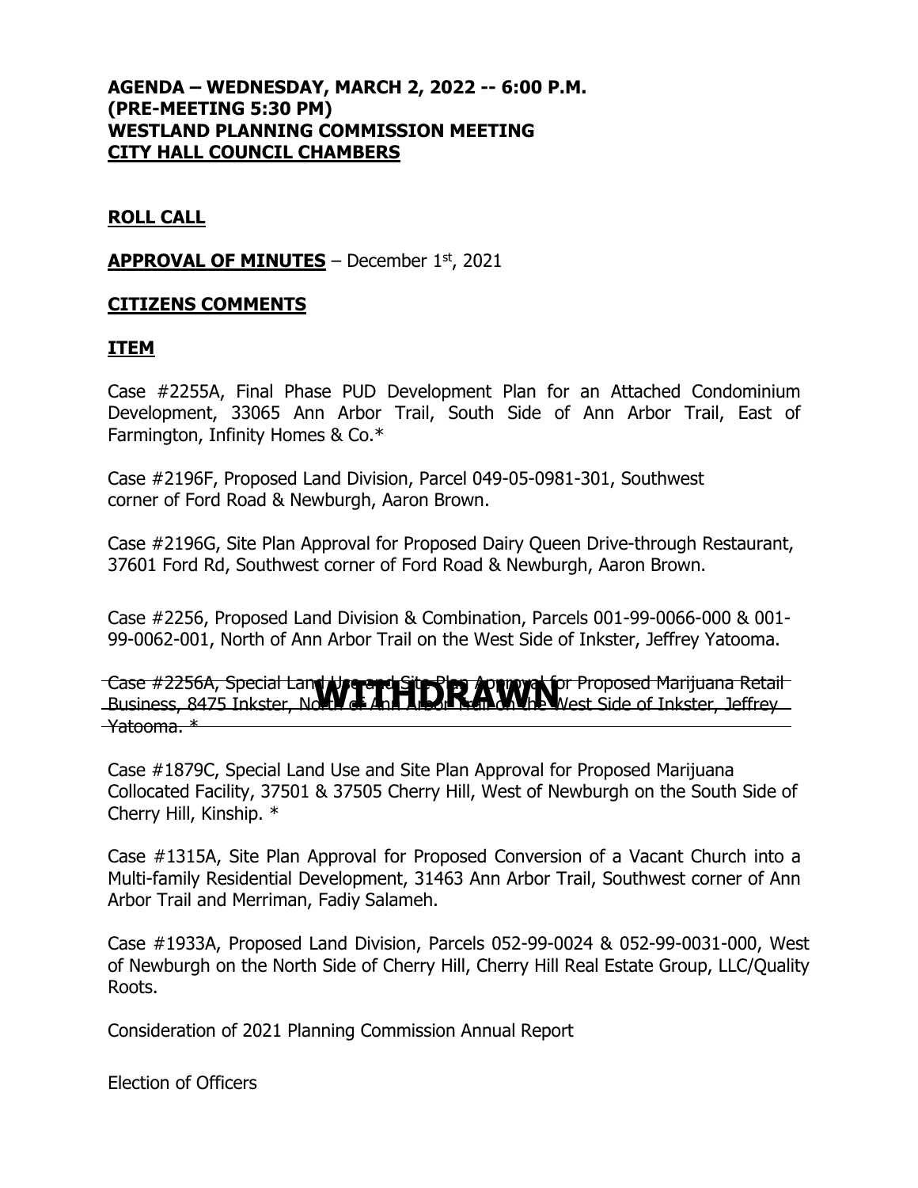**AGENDA – WEDNESDAY, MARCH 2, 2022 -- 6:00 P.M.**
**(PRE-MEETING 5:30 PM)**
**WESTLAND PLANNING COMMISSION MEETING**
**CITY HALL COUNCIL CHAMBERS**

## ROLL CALL

**APPROVAL OF MINUTES** – December 1st, 2021

## CITIZENS COMMENTS

## ITEM

Case #2255A, Final Phase PUD Development Plan for an Attached Condominium Development, 33065 Ann Arbor Trail, South Side of Ann Arbor Trail, East of Farmington, Infinity Homes & Co.*

Case #2196F, Proposed Land Division, Parcel 049-05-0981-301, Southwest corner of Ford Road & Newburgh, Aaron Brown.

Case #2196G, Site Plan Approval for Proposed Dairy Queen Drive-through Restaurant, 37601 Ford Rd, Southwest corner of Ford Road & Newburgh, Aaron Brown.

Case #2256, Proposed Land Division & Combination, Parcels 001-99-0066-000 & 001-99-0062-001, North of Ann Arbor Trail on the West Side of Inkster, Jeffrey Yatooma.

~~Case #2256A, Special Land Use and Site Plan Approval for Proposed Marijuana Retail Business, 8475 Inkster, North of Ann Arbor Trail on the West Side of Inkster, Jeffrey Yatooma. *~~ **WITHDRAWN**

Case #1879C, Special Land Use and Site Plan Approval for Proposed Marijuana Collocated Facility, 37501 & 37505 Cherry Hill, West of Newburgh on the South Side of Cherry Hill, Kinship. *

Case #1315A, Site Plan Approval for Proposed Conversion of a Vacant Church into a Multi-family Residential Development, 31463 Ann Arbor Trail, Southwest corner of Ann Arbor Trail and Merriman, Fadiy Salameh.

Case #1933A, Proposed Land Division, Parcels 052-99-0024 & 052-99-0031-000, West of Newburgh on the North Side of Cherry Hill, Cherry Hill Real Estate Group, LLC/Quality Roots.

Consideration of 2021 Planning Commission Annual Report

Election of Officers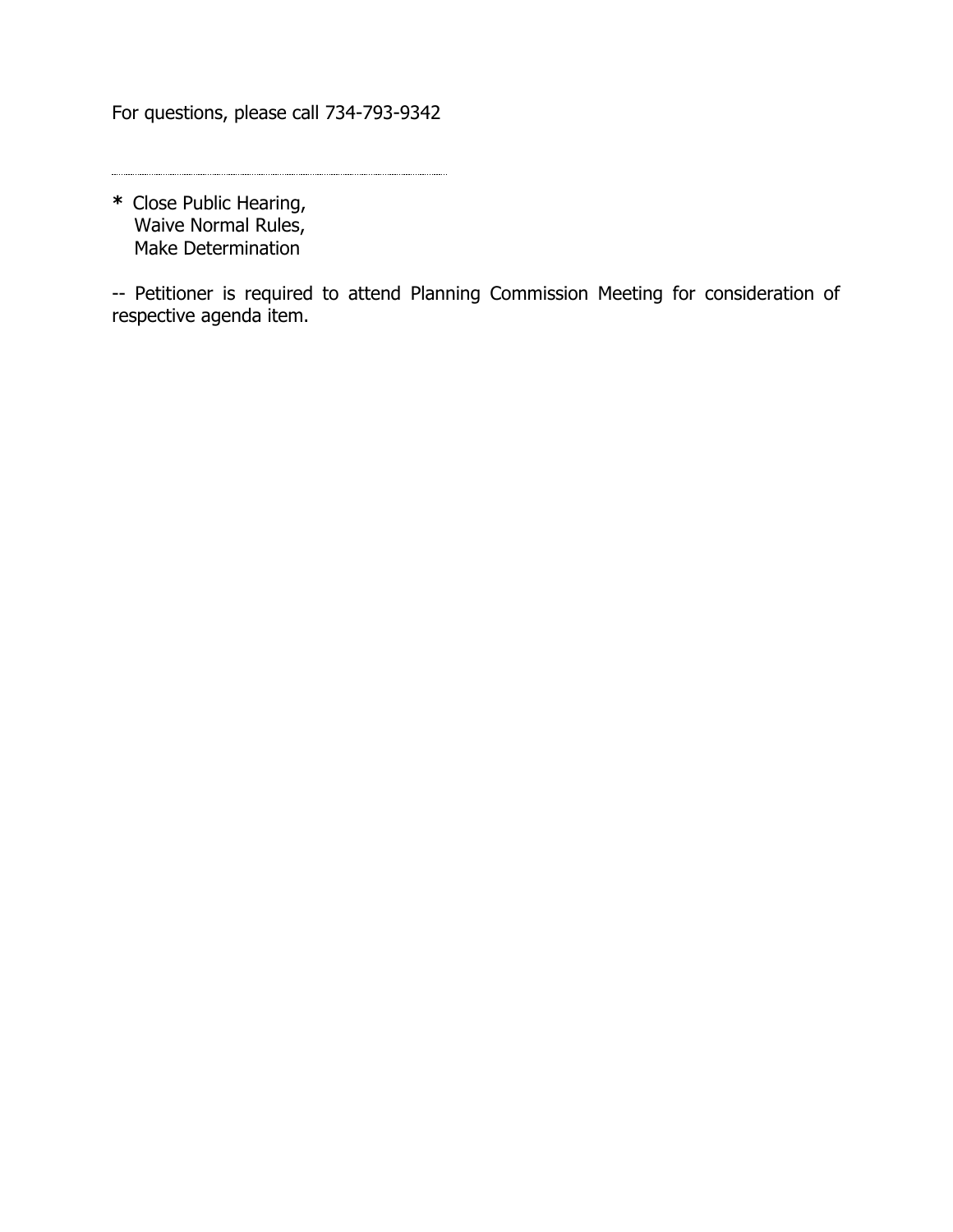For questions, please call 734-793-9342

---

**\*** Close Public Hearing,
Waive Normal Rules,
Make Determination

-- Petitioner is required to attend Planning Commission Meeting for consideration of respective agenda item.